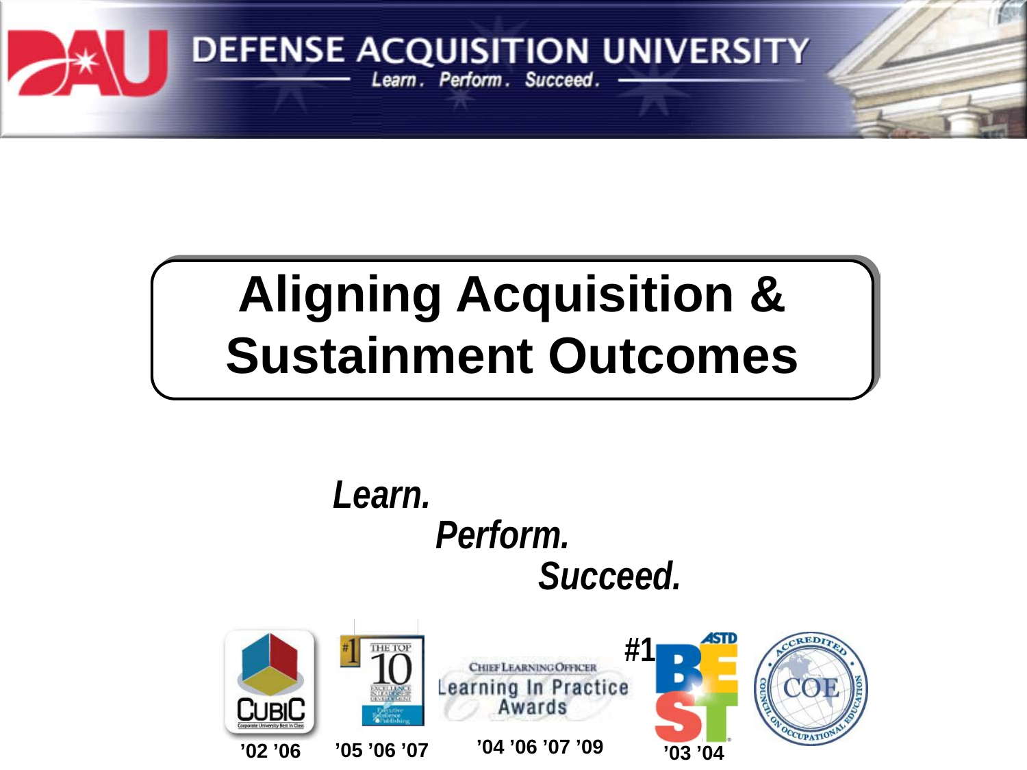DEFENSE ACQUISITION UNIVERSITY

Learn. Perform. Succeed.

# Aligning Acquisition & Sustainment Outcomes

*Learn.*

*Perform.*

*Succeed.*

CUBIC Corporate University Best In Class '02 '06

#1 The Top 10 Excellence in Leadership Development '05 '06 '07

Chief Learning Officer Learning In Practice Awards '04 '06 '07 '09

#1 ASTD BEST '03 '04

Accredited COE Council on Occupational Education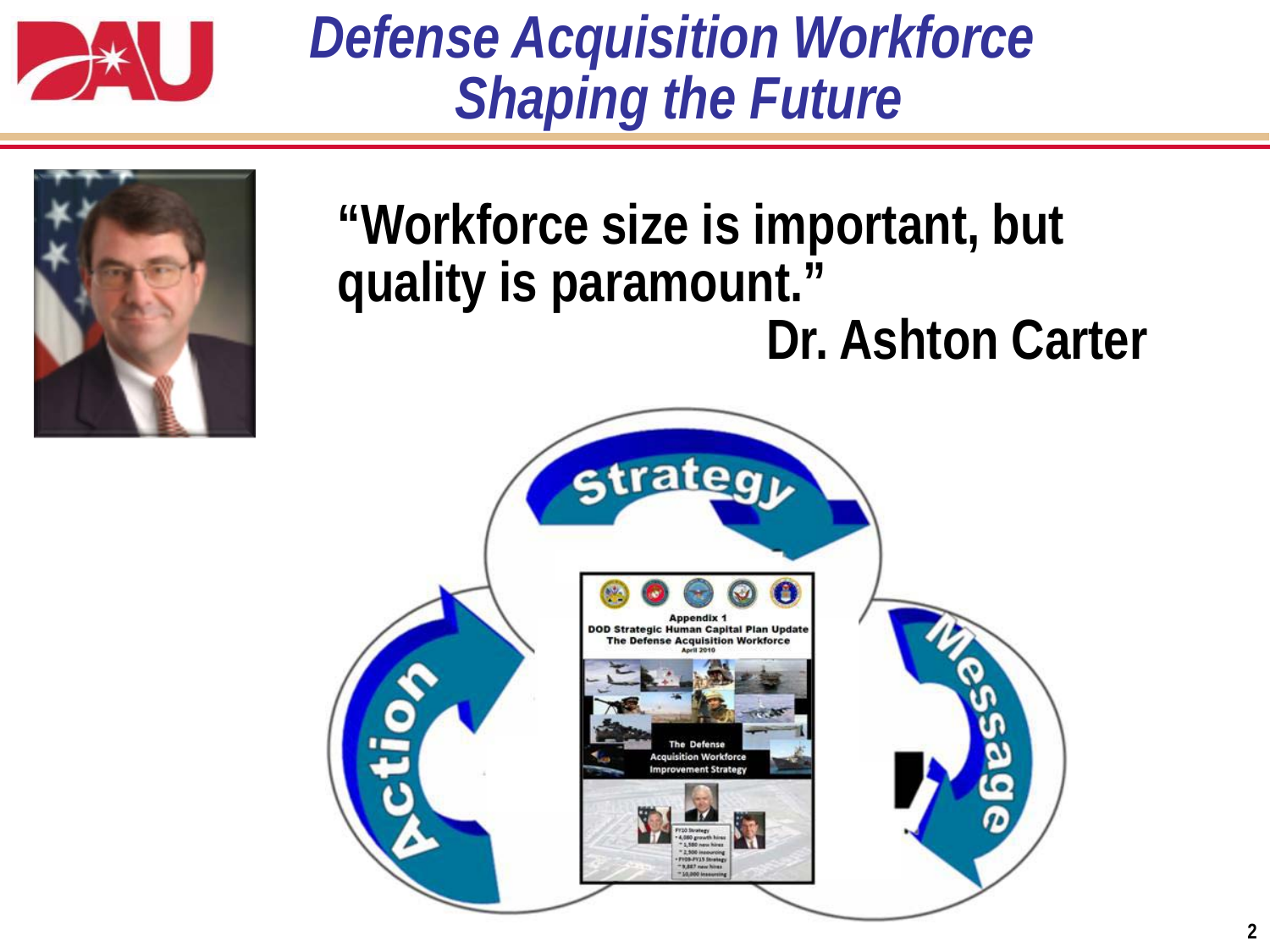# Defense Acquisition Workforce Shaping the Future

**"Workforce size is important, but quality is paramount."**

**Dr. Ashton Carter**

Strategy

Message

Action

Appendix 1
DOD Strategic Human Capital Plan Update
The Defense Acquisition Workforce
April 2010

The Defense Acquisition Workforce Improvement Strategy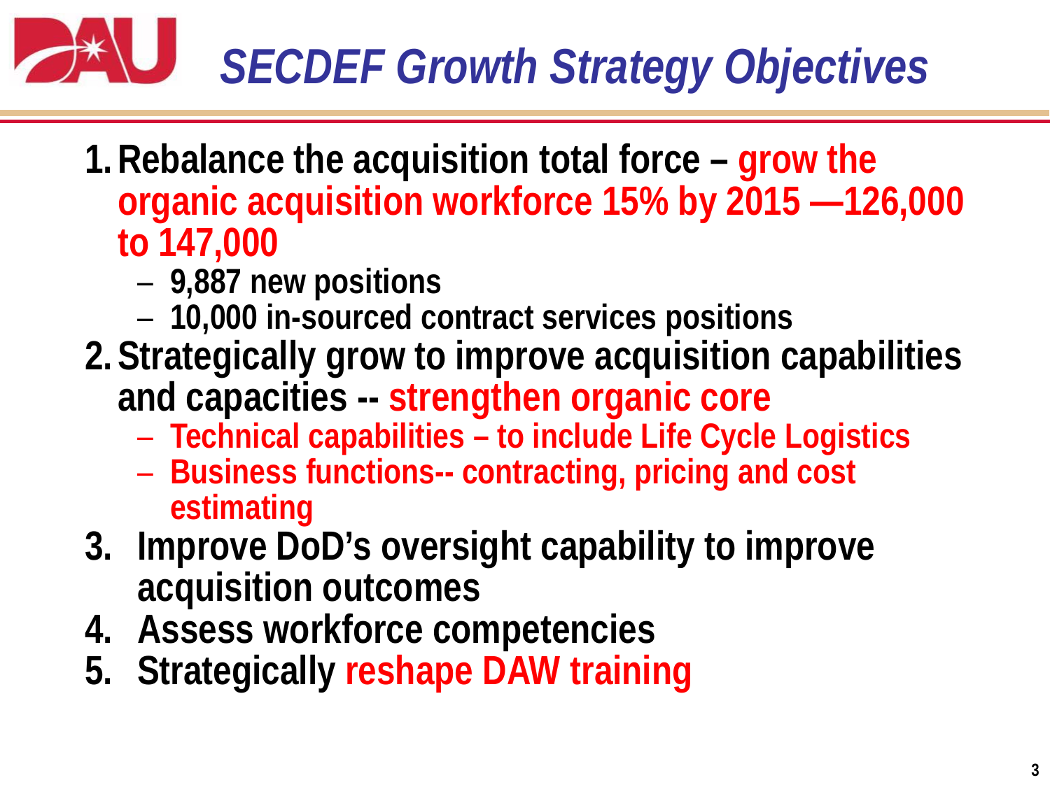# SECDEF Growth Strategy Objectives

1. **Rebalance the acquisition total force – grow the organic acquisition workforce 15% by 2015 —126,000 to 147,000**
   - **9,887 new positions**
   - **10,000 in-sourced contract services positions**
2. **Strategically grow to improve acquisition capabilities and capacities -- strengthen organic core**
   - **Technical capabilities – to include Life Cycle Logistics**
   - **Business functions-- contracting, pricing and cost estimating**
3. **Improve DoD's oversight capability to improve acquisition outcomes**
4. **Assess workforce competencies**
5. **Strategically reshape DAW training**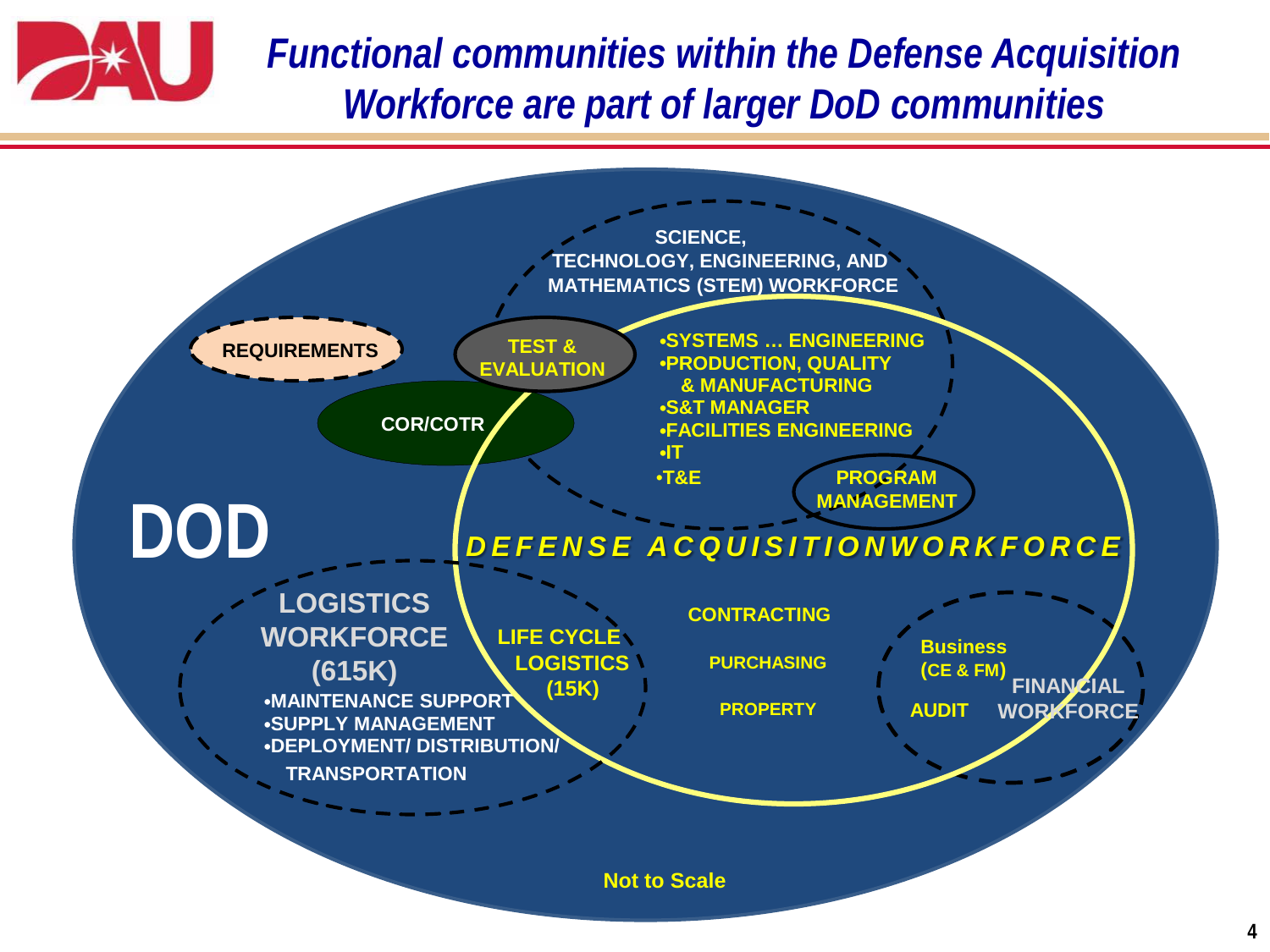# Functional communities within the Defense Acquisition Workforce are part of larger DoD communities

DOD

SCIENCE, TECHNOLOGY, ENGINEERING, AND MATHEMATICS (STEM) WORKFORCE

REQUIREMENTS

TEST & EVALUATION

COR/COTR

- SYSTEMS … ENGINEERING
- PRODUCTION, QUALITY & MANUFACTURING
- S&T MANAGER
- FACILITIES ENGINEERING
- IT
- T&E

PROGRAM MANAGEMENT

*DEFENSE ACQUISITIONWORKFORCE*

LOGISTICS WORKFORCE (615K)

- MAINTENANCE SUPPORT
- SUPPLY MANAGEMENT
- DEPLOYMENT/ DISTRIBUTION/ TRANSPORTATION

LIFE CYCLE LOGISTICS (15K)

CONTRACTING

PURCHASING

PROPERTY

Business (CE & FM)

AUDIT

FINANCIAL WORKFORCE

Not to Scale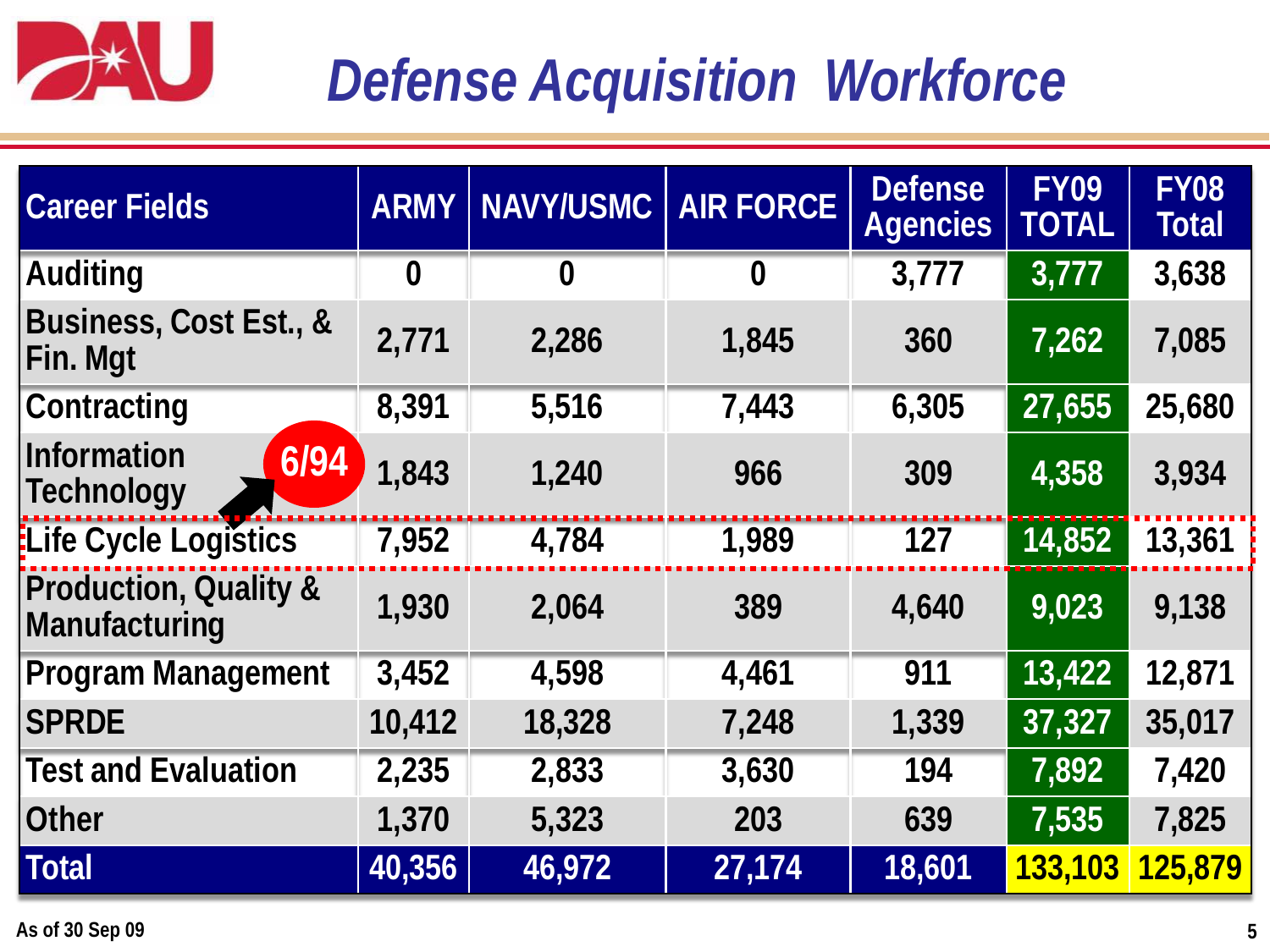# Defense Acquisition Workforce

| Career Fields | ARMY | NAVY/USMC | AIR FORCE | Defense Agencies | FY09 TOTAL | FY08 Total |
|---|---|---|---|---|---|---|
| Auditing | 0 | 0 | 0 | 3,777 | 3,777 | 3,638 |
| Business, Cost Est., & Fin. Mgt | 2,771 | 2,286 | 1,845 | 360 | 7,262 | 7,085 |
| Contracting | 8,391 | 5,516 | 7,443 | 6,305 | 27,655 | 25,680 |
| Information Technology | 1,843 | 1,240 | 966 | 309 | 4,358 | 3,934 |
| Life Cycle Logistics | 7,952 | 4,784 | 1,989 | 127 | 14,852 | 13,361 |
| Production, Quality & Manufacturing | 1,930 | 2,064 | 389 | 4,640 | 9,023 | 9,138 |
| Program Management | 3,452 | 4,598 | 4,461 | 911 | 13,422 | 12,871 |
| SPRDE | 10,412 | 18,328 | 7,248 | 1,339 | 37,327 | 35,017 |
| Test and Evaluation | 2,235 | 2,833 | 3,630 | 194 | 7,892 | 7,420 |
| Other | 1,370 | 5,323 | 203 | 639 | 7,535 | 7,825 |
| Total | 40,356 | 46,972 | 27,174 | 18,601 | 133,103 | 125,879 |

6/94

As of 30 Sep 09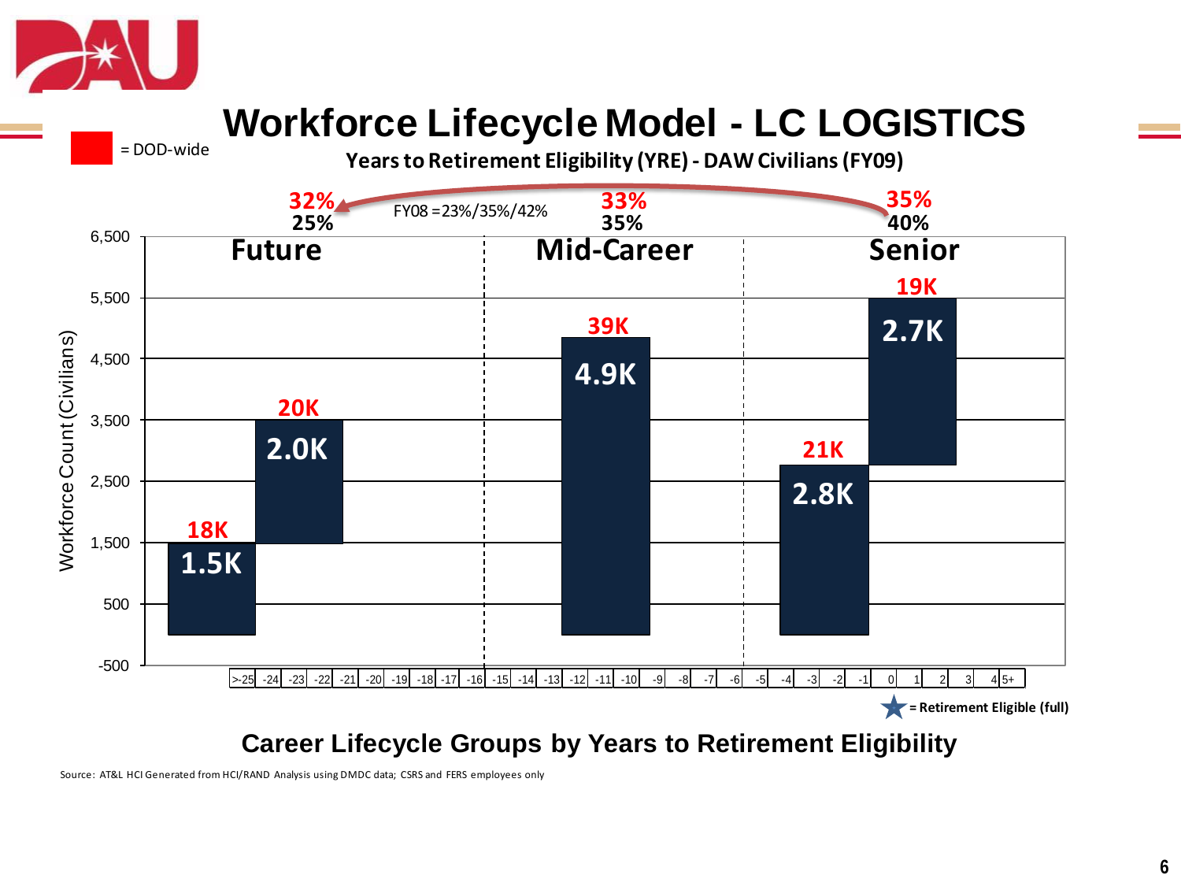# Workforce Lifecycle Model - LC LOGISTICS

= DOD-wide

**Years to Retirement Eligibility (YRE) - DAW Civilians (FY09)**

FY08 = 23%/35%/42%

| | Future | Mid-Career | Senior |
|---|---|---|---|
| DOD-wide | 32% | 33% | 35% |
| LC Logistics | 25% | 35% | 40% |

| YRE group | Workforce Count (Civilians) | DOD-wide |
|---|---|---|
| >-25 to -24 | 1.5K | 18K |
| -23 to -16 | 2.0K | 20K |
| -15 to -6 | 4.9K | 39K |
| -5 to -1 | 2.8K | 21K |
| 0 to 5+ | 2.7K | 19K |

★ = Retirement Eligible (full)

**Career Lifecycle Groups by Years to Retirement Eligibility**

Source: AT&L HCI Generated from HCI/RAND Analysis using DMDC data; CSRS and FERS employees only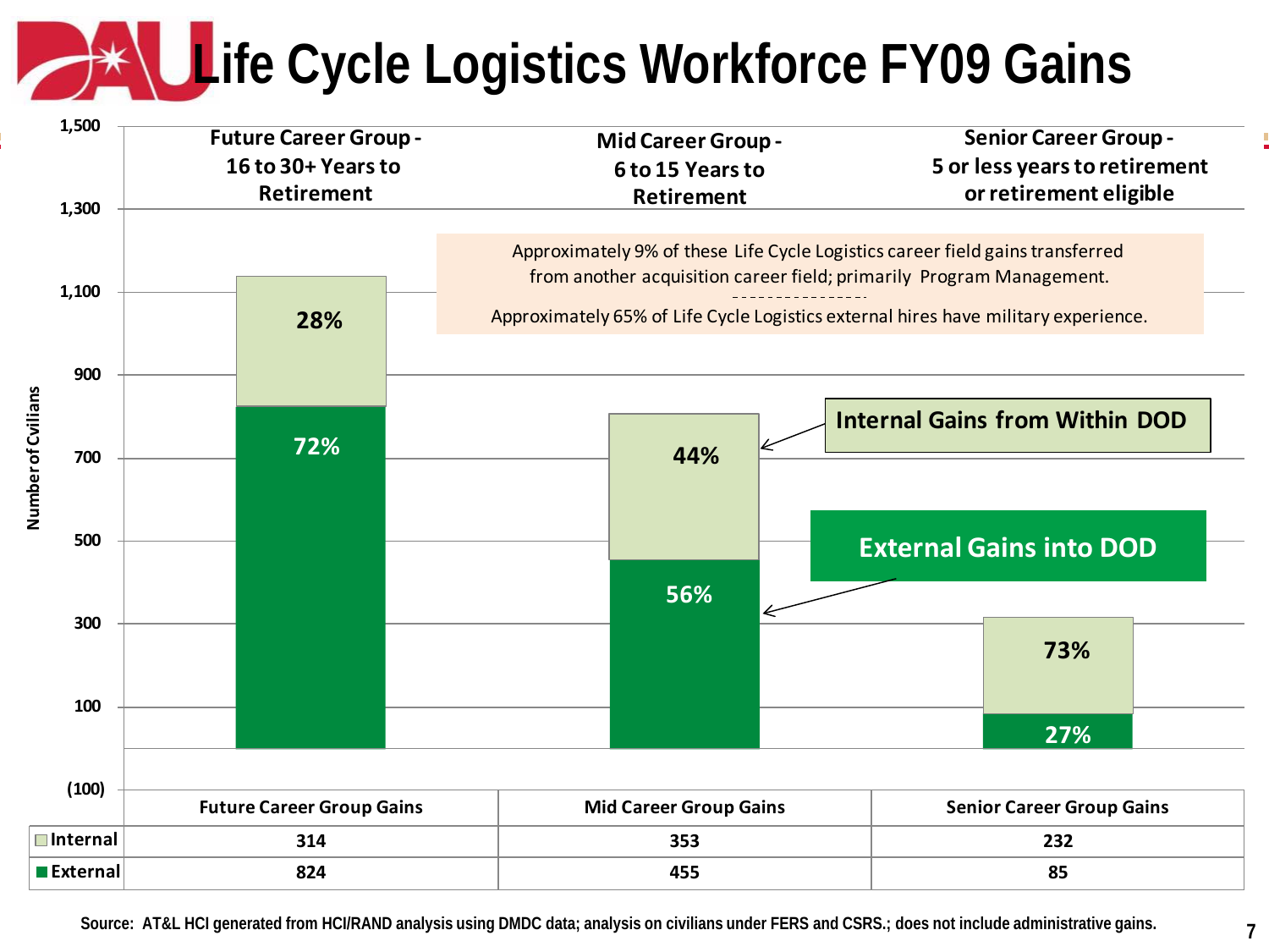# Life Cycle Logistics Workforce FY09 Gains

| | Future Career Group - 16 to 30+ Years to Retirement | Mid Career Group - 6 to 15 Years to Retirement | Senior Career Group - 5 or less years to retirement or retirement eligible |
|---|---|---|---|
| Internal Gains from Within DOD | 28% | 44% | 73% |
| External Gains into DOD | 72% | 56% | 27% |

Approximately 9% of these Life Cycle Logistics career field gains transferred from another acquisition career field; primarily Program Management.

Approximately 65% of Life Cycle Logistics external hires have military experience.

Number of Civilians

| | Future Career Group Gains | Mid Career Group Gains | Senior Career Group Gains |
|---|---|---|---|
| Internal | 314 | 353 | 232 |
| External | 824 | 455 | 85 |

Source: AT&L HCI generated from HCI/RAND analysis using DMDC data; analysis on civilians under FERS and CSRS.; does not include administrative gains.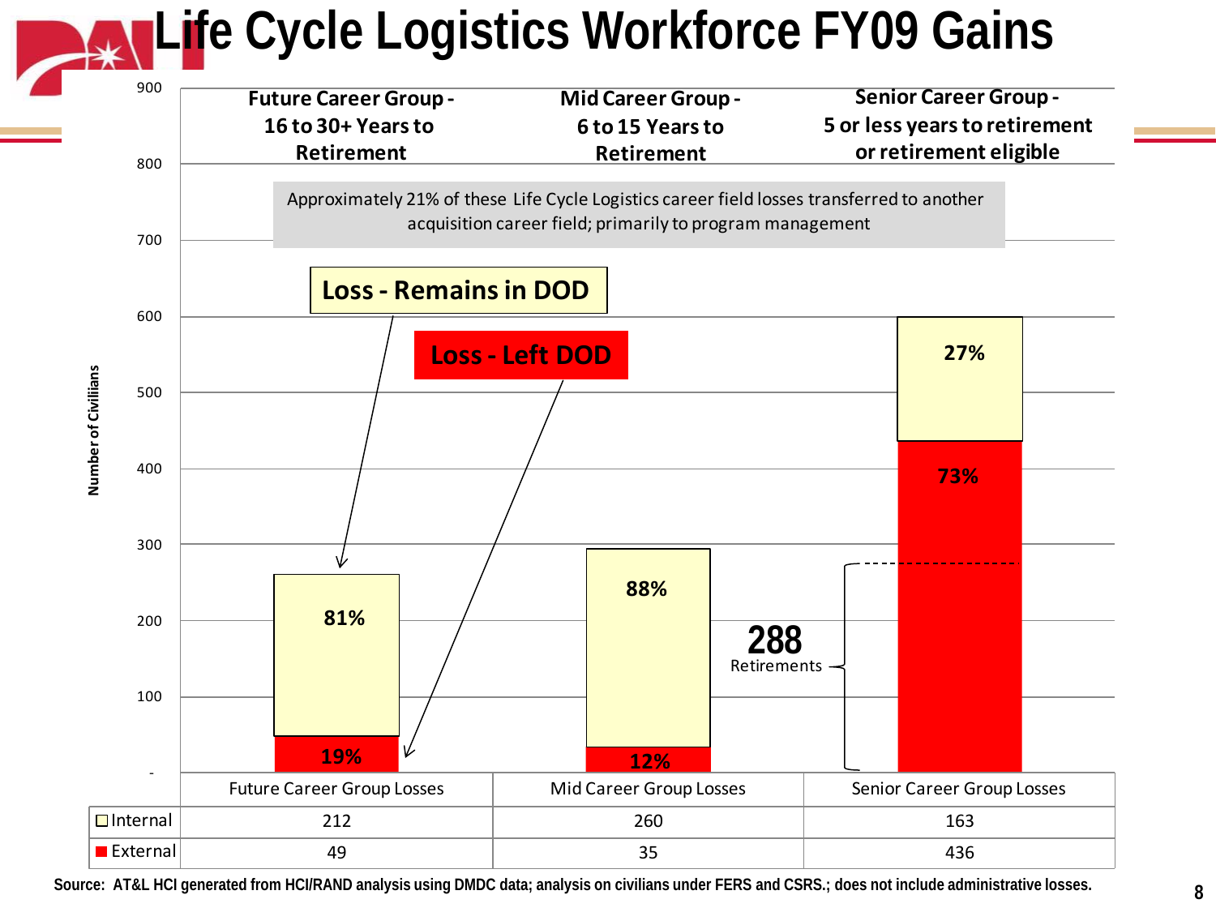# Life Cycle Logistics Workforce FY09 Gains

| | Future Career Group - 16 to 30+ Years to Retirement | Mid Career Group - 6 to 15 Years to Retirement | Senior Career Group - 5 or less years to retirement or retirement eligible |
|---|---|---|---|
| | Future Career Group Losses | Mid Career Group Losses | Senior Career Group Losses |
| Internal | 212 | 260 | 163 |
| External | 49 | 35 | 436 |

Number of Civilians

Approximately 21% of these Life Cycle Logistics career field losses transferred to another acquisition career field; primarily to program management

Loss - Remains in DOD

Loss - Left DOD

Future Career Group Losses: 81% internal, 19% external

Mid Career Group Losses: 88% internal, 12% external

Senior Career Group Losses: 27% internal, 73% external

288 Retirements

Source: AT&L HCI generated from HCI/RAND analysis using DMDC data; analysis on civilians under FERS and CSRS.; does not include administrative losses.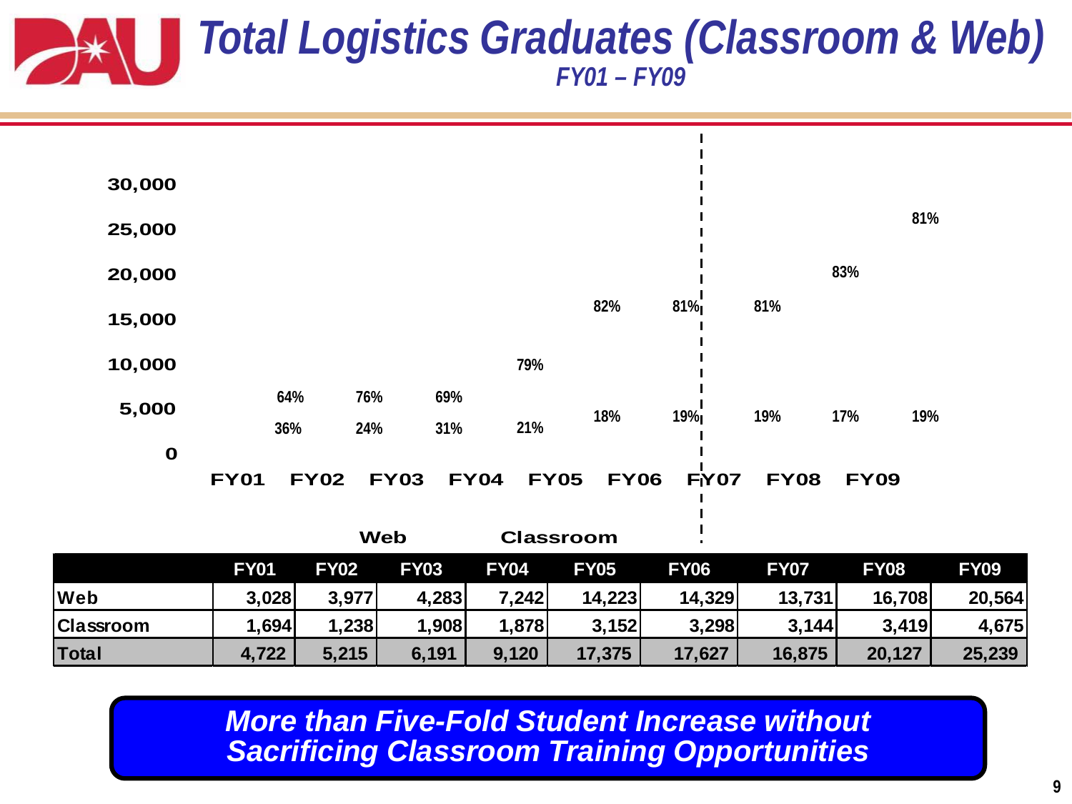# Total Logistics Graduates (Classroom & Web)

*FY01 – FY09*

30,000
25,000
20,000
15,000
10,000
5,000
0

| | FY01 | FY02 | FY03 | FY04 | FY05 | FY06 | FY07 | FY08 | FY09 |
|---|---|---|---|---|---|---|---|---|---|
| Web % | 64% | 76% | 69% | 79% | 82% | 81% | 81% | 83% | 81% |
| Classroom % | 36% | 24% | 31% | 21% | 18% | 19% | 19% | 17% | 19% |

Web   Classroom

| | FY01 | FY02 | FY03 | FY04 | FY05 | FY06 | FY07 | FY08 | FY09 |
|---|---|---|---|---|---|---|---|---|---|
| Web | 3,028 | 3,977 | 4,283 | 7,242 | 14,223 | 14,329 | 13,731 | 16,708 | 20,564 |
| Classroom | 1,694 | 1,238 | 1,908 | 1,878 | 3,152 | 3,298 | 3,144 | 3,419 | 4,675 |
| Total | 4,722 | 5,215 | 6,191 | 9,120 | 17,375 | 17,627 | 16,875 | 20,127 | 25,239 |

***More than Five-Fold Student Increase without Sacrificing Classroom Training Opportunities***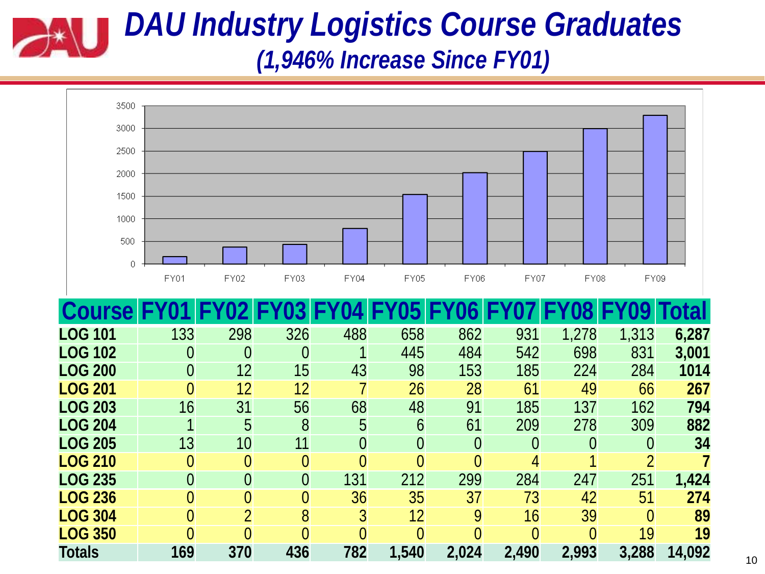# *DAU Industry Logistics Course Graduates*

## *(1,946% Increase Since FY01)*

| Course | FY01 | FY02 | FY03 | FY04 | FY05 | FY06 | FY07 | FY08 | FY09 | Total |
|---|---|---|---|---|---|---|---|---|---|---|
| **LOG 101** | 133 | 298 | 326 | 488 | 658 | 862 | 931 | 1,278 | 1,313 | **6,287** |
| **LOG 102** | 0 | 0 | 0 | 1 | 445 | 484 | 542 | 698 | 831 | **3,001** |
| **LOG 200** | 0 | 12 | 15 | 43 | 98 | 153 | 185 | 224 | 284 | **1014** |
| **LOG 201** | 0 | 12 | 12 | 7 | 26 | 28 | 61 | 49 | 66 | **267** |
| **LOG 203** | 16 | 31 | 56 | 68 | 48 | 91 | 185 | 137 | 162 | **794** |
| **LOG 204** | 1 | 5 | 8 | 5 | 6 | 61 | 209 | 278 | 309 | **882** |
| **LOG 205** | 13 | 10 | 11 | 0 | 0 | 0 | 0 | 0 | 0 | **34** |
| **LOG 210** | 0 | 0 | 0 | 0 | 0 | 0 | 4 | 1 | 2 | **7** |
| **LOG 235** | 0 | 0 | 0 | 131 | 212 | 299 | 284 | 247 | 251 | **1,424** |
| **LOG 236** | 0 | 0 | 0 | 36 | 35 | 37 | 73 | 42 | 51 | **274** |
| **LOG 304** | 0 | 2 | 8 | 3 | 12 | 9 | 16 | 39 | 0 | **89** |
| **LOG 350** | 0 | 0 | 0 | 0 | 0 | 0 | 0 | 0 | 19 | **19** |
| **Totals** | **169** | **370** | **436** | **782** | **1,540** | **2,024** | **2,490** | **2,993** | **3,288** | **14,092** |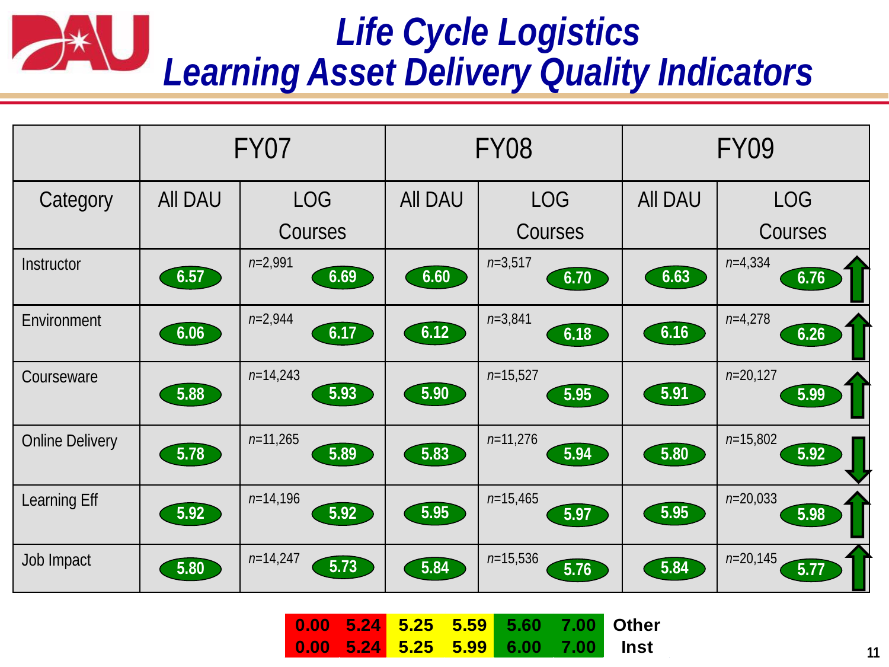# *Life Cycle Logistics Learning Asset Delivery Quality Indicators*

| | FY07 | | FY08 | | FY09 | |
|---|---|---|---|---|---|---|
| Category | All DAU | LOG Courses | All DAU | LOG Courses | All DAU | LOG Courses |
| Instructor | 6.57 | *n*=2,991 6.69 | 6.60 | *n*=3,517 6.70 | 6.63 | *n*=4,334 6.76 ↑ |
| Environment | 6.06 | *n*=2,944 6.17 | 6.12 | *n*=3,841 6.18 | 6.16 | *n*=4,278 6.26 ↑ |
| Courseware | 5.88 | *n*=14,243 5.93 | 5.90 | *n*=15,527 5.95 | 5.91 | *n*=20,127 5.99 ↑ |
| Online Delivery | 5.78 | *n*=11,265 5.89 | 5.83 | *n*=11,276 5.94 | 5.80 | *n*=15,802 5.92 ↓ |
| Learning Eff | 5.92 | *n*=14,196 5.92 | 5.95 | *n*=15,465 5.97 | 5.95 | *n*=20,033 5.98 ↑ |
| Job Impact | 5.80 | *n*=14,247 5.73 | 5.84 | *n*=15,536 5.76 | 5.84 | *n*=20,145 5.77 ↑ |

| Red | | Yellow | | Green | | |
|---|---|---|---|---|---|---|
| 0.00 | 5.24 | 5.25 | 5.59 | 5.60 | 7.00 | Other |
| 0.00 | 5.24 | 5.25 | 5.99 | 6.00 | 7.00 | Inst |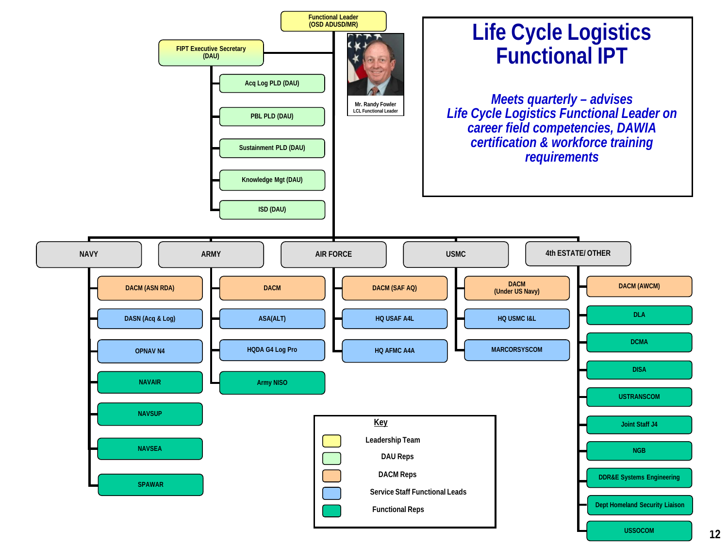# Life Cycle Logistics Functional IPT

*Meets quarterly – advises Life Cycle Logistics Functional Leader on career field competencies, DAWIA certification & workforce training requirements*

**Functional Leader (OSD ADUSD/MR)**

Mr. Randy Fowler
LCL Functional Leader

**FIPT Executive Secretary (DAU)**

- Acq Log PLD (DAU)
- PBL PLD (DAU)
- Sustainment PLD (DAU)
- Knowledge Mgt (DAU)
- ISD (DAU)

**NAVY**

- DACM (ASN RDA)
- DASN (Acq & Log)
- OPNAV N4
- NAVAIR
- NAVSUP
- NAVSEA
- SPAWAR

**ARMY**

- DACM
- ASA(ALT)
- HQDA G4 Log Pro
- Army NISO

**AIR FORCE**

- DACM (SAF AQ)
- HQ USAF A4L
- HQ AFMC A4A

**USMC**

- DACM (Under US Navy)
- HQ USMC I&L
- MARCORSYSCOM

**4th ESTATE/ OTHER**

- DACM (AWCM)
- DLA
- DCMA
- DISA
- USTRANSCOM
- Joint Staff J4
- NGB
- DDR&E Systems Engineering
- Dept Homeland Security Liaison
- USSOCOM

**Key**

- Leadership Team
- DAU Reps
- DACM Reps
- Service Staff Functional Leads
- Functional Reps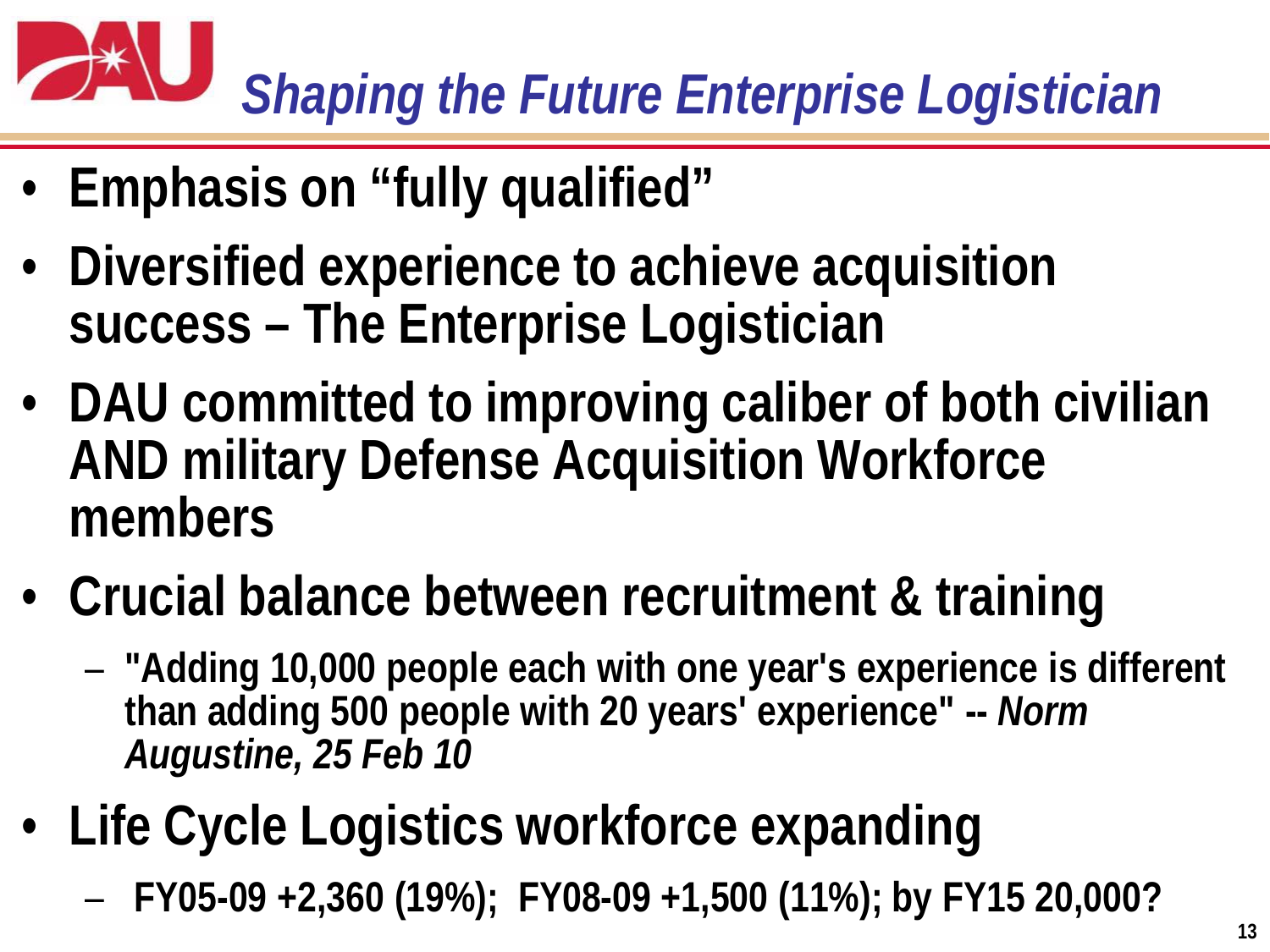# Shaping the Future Enterprise Logistician

- **Emphasis on "fully qualified"**
- **Diversified experience to achieve acquisition success – The Enterprise Logistician**
- **DAU committed to improving caliber of both civilian AND military Defense Acquisition Workforce members**
- **Crucial balance between recruitment & training**
  - **"Adding 10,000 people each with one year's experience is different than adding 500 people with 20 years' experience" --** ***Norm Augustine, 25 Feb 10***
- **Life Cycle Logistics workforce expanding**
  - **FY05-09 +2,360 (19%); FY08-09 +1,500 (11%); by FY15 20,000?**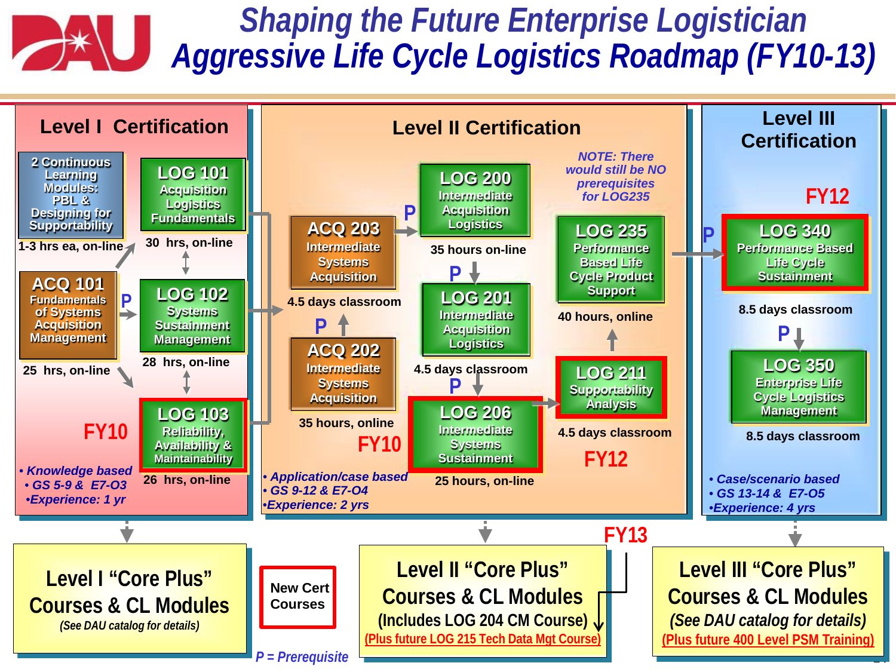# Shaping the Future Enterprise Logistician
# Aggressive Life Cycle Logistics Roadmap (FY10-13)

## Level I Certification

- **2 Continuous Learning Modules: PBL & Designing for Supportability** — 1-3 hrs ea, on-line
- **LOG 101 Acquisition Logistics Fundamentals** — 30 hrs, on-line
- **ACQ 101 Fundamentals of Systems Acquisition Management** — 25 hrs, on-line
- P → **LOG 102 Systems Sustainment Management** — 28 hrs, on-line
- **LOG 103 Reliability, Availability & Maintainability** — 26 hrs, on-line (FY10)

• Knowledge based
• GS 5-9 & E7-O3
•Experience: 1 yr

## Level II Certification

- **ACQ 203 Intermediate Systems Acquisition** — 4.5 days classroom
- **ACQ 202 Intermediate Systems Acquisition** — 35 hours, online (P for ACQ 203) (FY10)
- **LOG 200 Intermediate Acquisition Logistics** — 35 hours on-line (P: ACQ 203)
- **LOG 201 Intermediate Acquisition Logistics** — 4.5 days classroom (P: LOG 200)
- **LOG 206 Intermediate Systems Sustainment** — 25 hours, on-line (P: LOG 201)
- **LOG 211 Supportability Analysis** — 4.5 days classroom (FY12)
- **LOG 235 Performance Based Life Cycle Product Support** — 40 hours, online

*NOTE: There would still be NO prerequisites for LOG235*

• Application/case based
• GS 9-12 & E7-O4
•Experience: 2 yrs

## Level III Certification

- P → **LOG 340 Performance Based Life Cycle Sustainment** — 8.5 days classroom (FY12)
- P → **LOG 350 Enterprise Life Cycle Logistics Management** — 8.5 days classroom

• Case/scenario based
• GS 13-14 & E7-O5
•Experience: 4 yrs

---

**Level I "Core Plus" Courses & CL Modules**
*(See DAU catalog for details)*

**Level II "Core Plus" Courses & CL Modules**
(Includes LOG 204 CM Course)
(Plus future LOG 215 Tech Data Mgt Course) — FY13

**Level III "Core Plus" Courses & CL Modules**
*(See DAU catalog for details)*
(Plus future 400 Level PSM Training)

New Cert Courses (outlined in red)

*P = Prerequisite*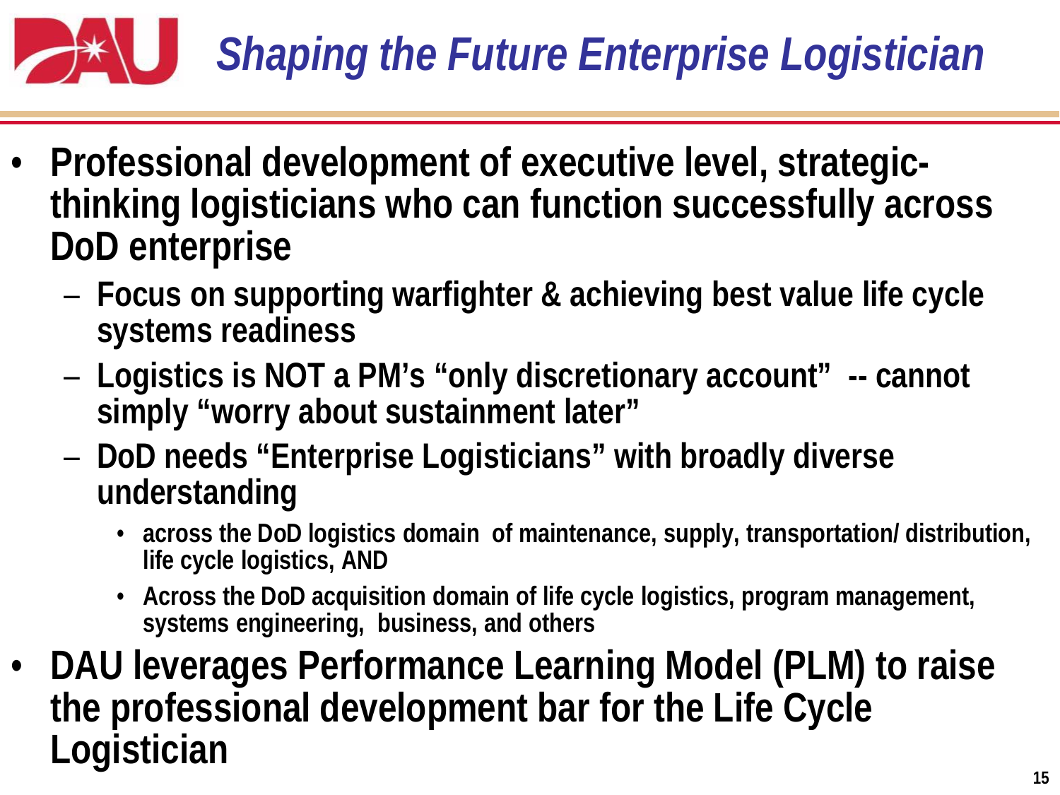# Shaping the Future Enterprise Logistician

- **Professional development of executive level, strategic-thinking logisticians who can function successfully across DoD enterprise**
  - **Focus on supporting warfighter & achieving best value life cycle systems readiness**
  - **Logistics is NOT a PM's "only discretionary account" -- cannot simply "worry about sustainment later"**
  - **DoD needs "Enterprise Logisticians" with broadly diverse understanding**
    - **across the DoD logistics domain of maintenance, supply, transportation/ distribution, life cycle logistics, AND**
    - **Across the DoD acquisition domain of life cycle logistics, program management, systems engineering, business, and others**
- **DAU leverages Performance Learning Model (PLM) to raise the professional development bar for the Life Cycle Logistician**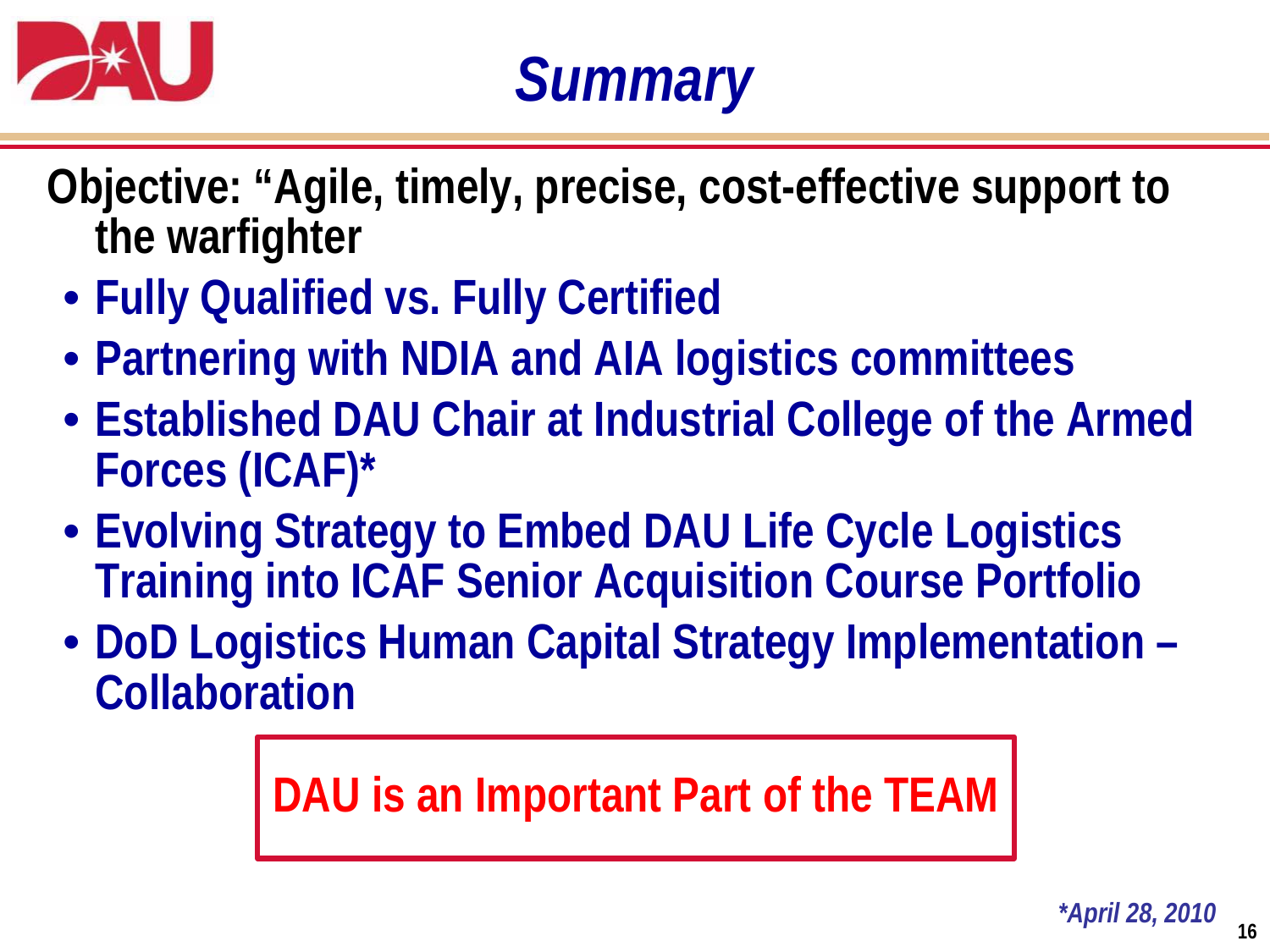# Summary

**Objective: "Agile, timely, precise, cost-effective support to the warfighter**

- **Fully Qualified vs. Fully Certified**
- **Partnering with NDIA and AIA logistics committees**
- **Established DAU Chair at Industrial College of the Armed Forces (ICAF)***
- **Evolving Strategy to Embed DAU Life Cycle Logistics Training into ICAF Senior Acquisition Course Portfolio**
- **DoD Logistics Human Capital Strategy Implementation – Collaboration**

**DAU is an Important Part of the TEAM**

*\*April 28, 2010*